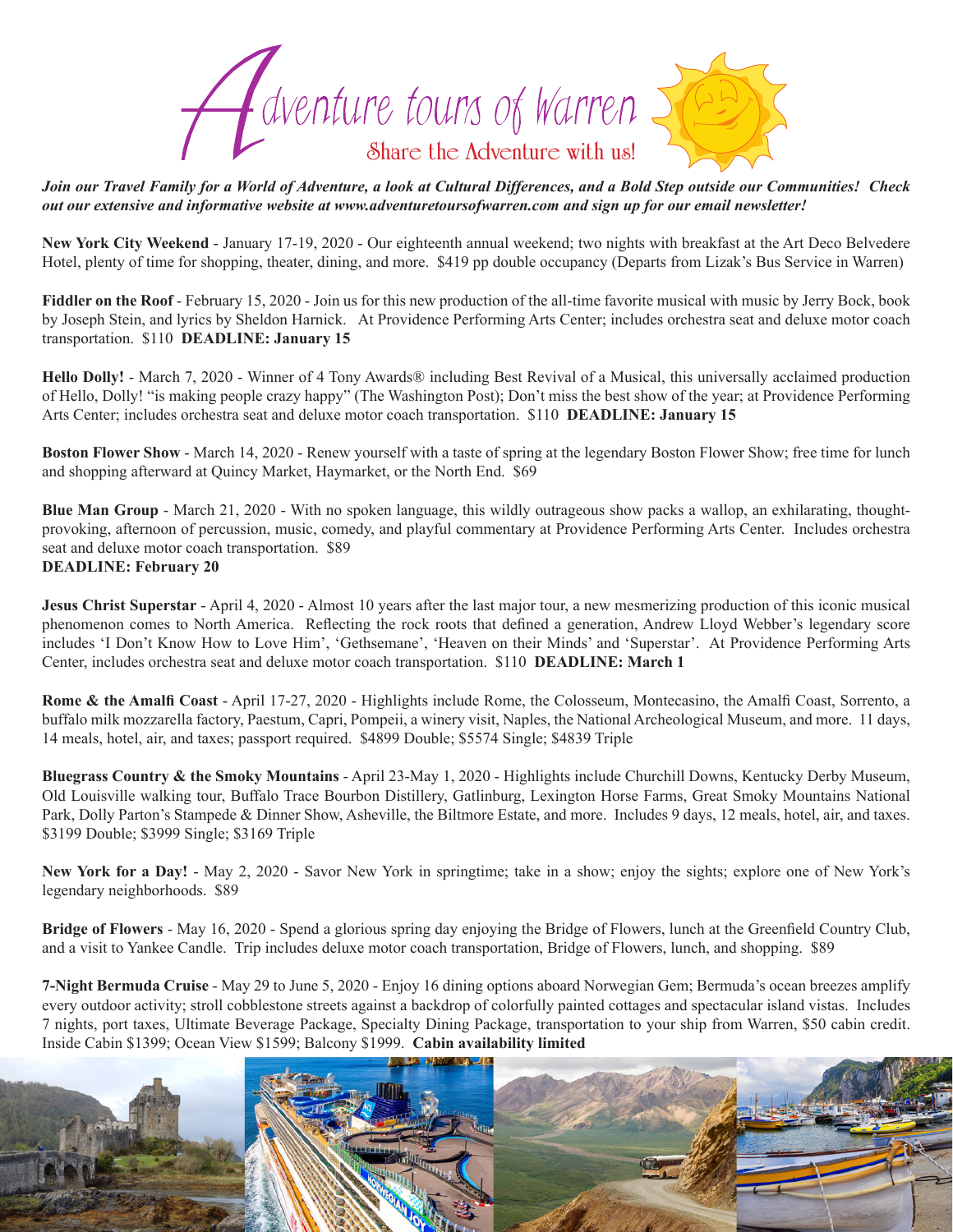# Adventure tours of Warren

Share the Adventure with us!

***Join our Travel Family for a World of Adventure, a look at Cultural Differences, and a Bold Step outside our Communities! Check out our extensive and informative website at www.adventuretoursofwarren.com and sign up for our email newsletter!***

**New York City Weekend** - January 17-19, 2020 - Our eighteenth annual weekend; two nights with breakfast at the Art Deco Belvedere Hotel, plenty of time for shopping, theater, dining, and more. $419 pp double occupancy (Departs from Lizak's Bus Service in Warren)

**Fiddler on the Roof** - February 15, 2020 - Join us for this new production of the all-time favorite musical with music by Jerry Bock, book by Joseph Stein, and lyrics by Sheldon Harnick. At Providence Performing Arts Center; includes orchestra seat and deluxe motor coach transportation. $110 **DEADLINE: January 15**

**Hello Dolly!** - March 7, 2020 - Winner of 4 Tony Awards® including Best Revival of a Musical, this universally acclaimed production of Hello, Dolly! "is making people crazy happy" (The Washington Post); Don't miss the best show of the year; at Providence Performing Arts Center; includes orchestra seat and deluxe motor coach transportation. $110 **DEADLINE: January 15**

**Boston Flower Show** - March 14, 2020 - Renew yourself with a taste of spring at the legendary Boston Flower Show; free time for lunch and shopping afterward at Quincy Market, Haymarket, or the North End. $69

**Blue Man Group** - March 21, 2020 - With no spoken language, this wildly outrageous show packs a wallop, an exhilarating, thought-provoking, afternoon of percussion, music, comedy, and playful commentary at Providence Performing Arts Center. Includes orchestra seat and deluxe motor coach transportation. $89
**DEADLINE: February 20**

**Jesus Christ Superstar** - April 4, 2020 - Almost 10 years after the last major tour, a new mesmerizing production of this iconic musical phenomenon comes to North America. Reflecting the rock roots that defined a generation, Andrew Lloyd Webber's legendary score includes 'I Don't Know How to Love Him', 'Gethsemane', 'Heaven on their Minds' and 'Superstar'. At Providence Performing Arts Center, includes orchestra seat and deluxe motor coach transportation. $110 **DEADLINE: March 1**

**Rome & the Amalfi Coast** - April 17-27, 2020 - Highlights include Rome, the Colosseum, Montecasino, the Amalfi Coast, Sorrento, a buffalo milk mozzarella factory, Paestum, Capri, Pompeii, a winery visit, Naples, the National Archeological Museum, and more. 11 days, 14 meals, hotel, air, and taxes; passport required. $4899 Double; $5574 Single; $4839 Triple

**Bluegrass Country & the Smoky Mountains** - April 23-May 1, 2020 - Highlights include Churchill Downs, Kentucky Derby Museum, Old Louisville walking tour, Buffalo Trace Bourbon Distillery, Gatlinburg, Lexington Horse Farms, Great Smoky Mountains National Park, Dolly Parton's Stampede & Dinner Show, Asheville, the Biltmore Estate, and more. Includes 9 days, 12 meals, hotel, air, and taxes. $3199 Double; $3999 Single; $3169 Triple

**New York for a Day!** - May 2, 2020 - Savor New York in springtime; take in a show; enjoy the sights; explore one of New York's legendary neighborhoods. $89

**Bridge of Flowers** - May 16, 2020 - Spend a glorious spring day enjoying the Bridge of Flowers, lunch at the Greenfield Country Club, and a visit to Yankee Candle. Trip includes deluxe motor coach transportation, Bridge of Flowers, lunch, and shopping. $89

**7-Night Bermuda Cruise** - May 29 to June 5, 2020 - Enjoy 16 dining options aboard Norwegian Gem; Bermuda's ocean breezes amplify every outdoor activity; stroll cobblestone streets against a backdrop of colorfully painted cottages and spectacular island vistas. Includes 7 nights, port taxes, Ultimate Beverage Package, Specialty Dining Package, transportation to your ship from Warren, $50 cabin credit. Inside Cabin $1399; Ocean View $1599; Balcony $1999. **Cabin availability limited**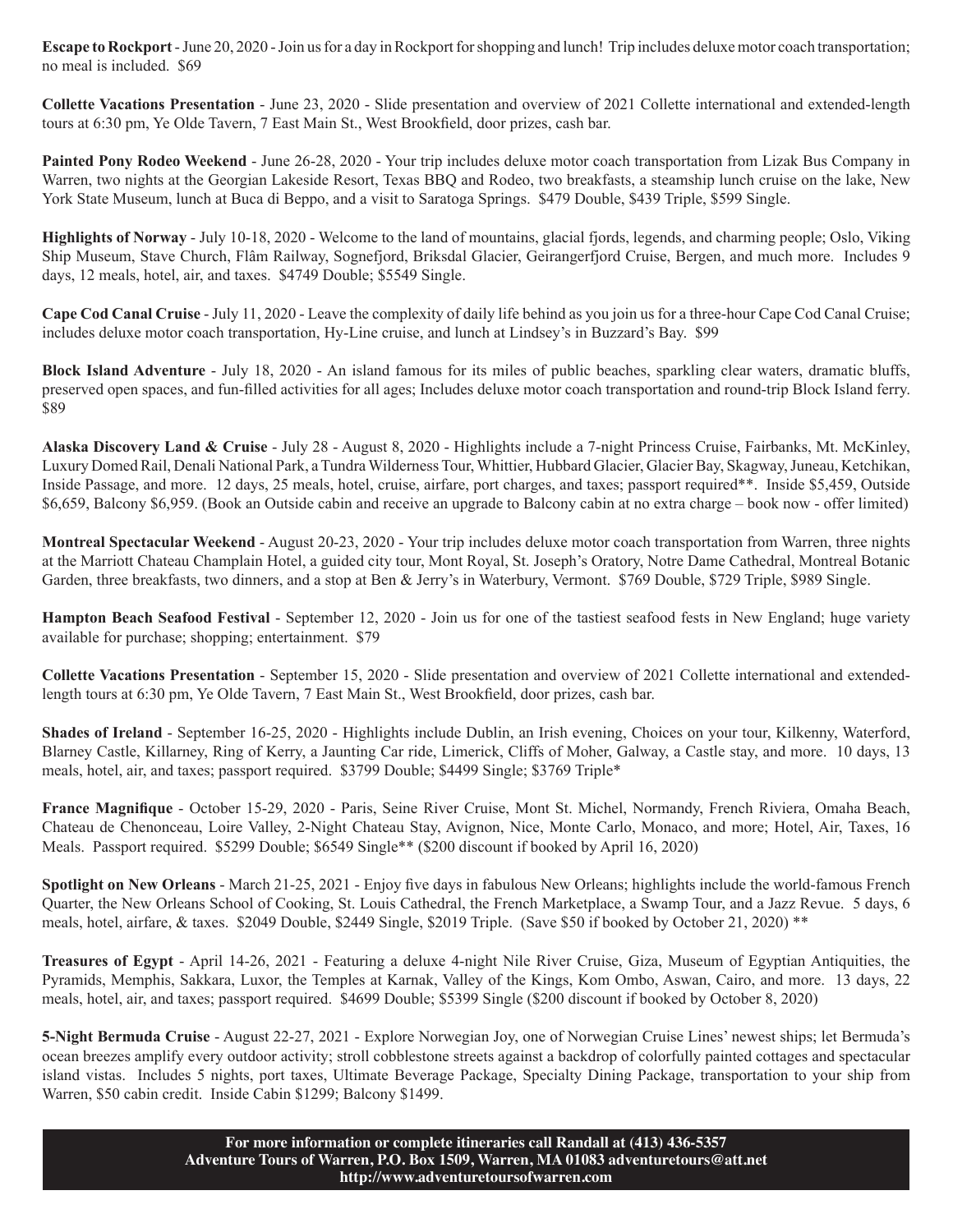**Escape to Rockport** - June 20, 2020 - Join us for a day in Rockport for shopping and lunch! Trip includes deluxe motor coach transportation; no meal is included. $69

**Collette Vacations Presentation** - June 23, 2020 - Slide presentation and overview of 2021 Collette international and extended-length tours at 6:30 pm, Ye Olde Tavern, 7 East Main St., West Brookfield, door prizes, cash bar.

**Painted Pony Rodeo Weekend** - June 26-28, 2020 - Your trip includes deluxe motor coach transportation from Lizak Bus Company in Warren, two nights at the Georgian Lakeside Resort, Texas BBQ and Rodeo, two breakfasts, a steamship lunch cruise on the lake, New York State Museum, lunch at Buca di Beppo, and a visit to Saratoga Springs. $479 Double, $439 Triple, $599 Single.

**Highlights of Norway** - July 10-18, 2020 - Welcome to the land of mountains, glacial fjords, legends, and charming people; Oslo, Viking Ship Museum, Stave Church, Flåm Railway, Sognefjord, Briksdal Glacier, Geirangerfjord Cruise, Bergen, and much more. Includes 9 days, 12 meals, hotel, air, and taxes. $4749 Double; $5549 Single.

**Cape Cod Canal Cruise** - July 11, 2020 - Leave the complexity of daily life behind as you join us for a three-hour Cape Cod Canal Cruise; includes deluxe motor coach transportation, Hy-Line cruise, and lunch at Lindsey's in Buzzard's Bay. $99

**Block Island Adventure** - July 18, 2020 - An island famous for its miles of public beaches, sparkling clear waters, dramatic bluffs, preserved open spaces, and fun-filled activities for all ages; Includes deluxe motor coach transportation and round-trip Block Island ferry. $89

**Alaska Discovery Land & Cruise** - July 28 - August 8, 2020 - Highlights include a 7-night Princess Cruise, Fairbanks, Mt. McKinley, Luxury Domed Rail, Denali National Park, a Tundra Wilderness Tour, Whittier, Hubbard Glacier, Glacier Bay, Skagway, Juneau, Ketchikan, Inside Passage, and more. 12 days, 25 meals, hotel, cruise, airfare, port charges, and taxes; passport required**. Inside $5,459, Outside $6,659, Balcony $6,959. (Book an Outside cabin and receive an upgrade to Balcony cabin at no extra charge – book now - offer limited)

**Montreal Spectacular Weekend** - August 20-23, 2020 - Your trip includes deluxe motor coach transportation from Warren, three nights at the Marriott Chateau Champlain Hotel, a guided city tour, Mont Royal, St. Joseph's Oratory, Notre Dame Cathedral, Montreal Botanic Garden, three breakfasts, two dinners, and a stop at Ben & Jerry's in Waterbury, Vermont. $769 Double, $729 Triple, $989 Single.

**Hampton Beach Seafood Festival** - September 12, 2020 - Join us for one of the tastiest seafood fests in New England; huge variety available for purchase; shopping; entertainment. $79

**Collette Vacations Presentation** - September 15, 2020 - Slide presentation and overview of 2021 Collette international and extended-length tours at 6:30 pm, Ye Olde Tavern, 7 East Main St., West Brookfield, door prizes, cash bar.

**Shades of Ireland** - September 16-25, 2020 - Highlights include Dublin, an Irish evening, Choices on your tour, Kilkenny, Waterford, Blarney Castle, Killarney, Ring of Kerry, a Jaunting Car ride, Limerick, Cliffs of Moher, Galway, a Castle stay, and more. 10 days, 13 meals, hotel, air, and taxes; passport required. $3799 Double; $4499 Single; $3769 Triple*

**France Magnifique** - October 15-29, 2020 - Paris, Seine River Cruise, Mont St. Michel, Normandy, French Riviera, Omaha Beach, Chateau de Chenonceau, Loire Valley, 2-Night Chateau Stay, Avignon, Nice, Monte Carlo, Monaco, and more; Hotel, Air, Taxes, 16 Meals. Passport required. $5299 Double; $6549 Single** ($200 discount if booked by April 16, 2020)

**Spotlight on New Orleans** - March 21-25, 2021 - Enjoy five days in fabulous New Orleans; highlights include the world-famous French Quarter, the New Orleans School of Cooking, St. Louis Cathedral, the French Marketplace, a Swamp Tour, and a Jazz Revue. 5 days, 6 meals, hotel, airfare, & taxes. $2049 Double, $2449 Single, $2019 Triple. (Save $50 if booked by October 21, 2020) **

**Treasures of Egypt** - April 14-26, 2021 - Featuring a deluxe 4-night Nile River Cruise, Giza, Museum of Egyptian Antiquities, the Pyramids, Memphis, Sakkara, Luxor, the Temples at Karnak, Valley of the Kings, Kom Ombo, Aswan, Cairo, and more. 13 days, 22 meals, hotel, air, and taxes; passport required. $4699 Double; $5399 Single ($200 discount if booked by October 8, 2020)

**5-Night Bermuda Cruise** - August 22-27, 2021 - Explore Norwegian Joy, one of Norwegian Cruise Lines' newest ships; let Bermuda's ocean breezes amplify every outdoor activity; stroll cobblestone streets against a backdrop of colorfully painted cottages and spectacular island vistas. Includes 5 nights, port taxes, Ultimate Beverage Package, Specialty Dining Package, transportation to your ship from Warren, $50 cabin credit. Inside Cabin $1299; Balcony $1499.

**For more information or complete itineraries call Randall at (413) 436-5357**
**Adventure Tours of Warren, P.O. Box 1509, Warren, MA 01083 adventuretours@att.net**
**http://www.adventuretoursofwarren.com**